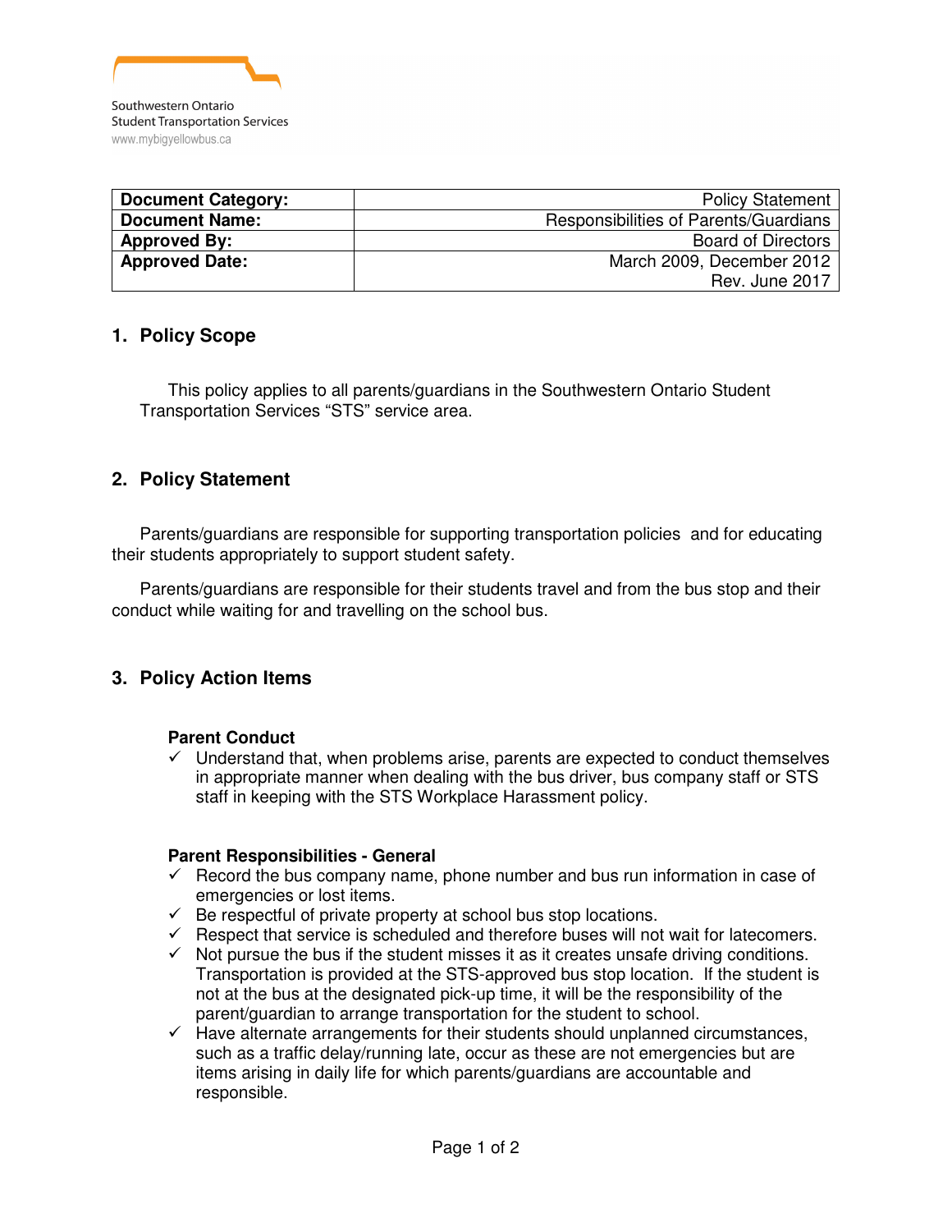Southwestern Ontario
Student Transportation Services
www.mybigyellowbus.ca

| Document Category: | Policy Statement |
|---|---|
| Document Name: | Responsibilities of Parents/Guardians |
| Approved By: | Board of Directors |
| Approved Date: | March 2009, December 2012 Rev. June 2017 |

## 1. Policy Scope

This policy applies to all parents/guardians in the Southwestern Ontario Student Transportation Services "STS" service area.

## 2. Policy Statement

Parents/guardians are responsible for supporting transportation policies and for educating their students appropriately to support student safety.

Parents/guardians are responsible for their students travel and from the bus stop and their conduct while waiting for and travelling on the school bus.

## 3. Policy Action Items

**Parent Conduct**

- ✓ Understand that, when problems arise, parents are expected to conduct themselves in appropriate manner when dealing with the bus driver, bus company staff or STS staff in keeping with the STS Workplace Harassment policy.

**Parent Responsibilities - General**

- ✓ Record the bus company name, phone number and bus run information in case of emergencies or lost items.
- ✓ Be respectful of private property at school bus stop locations.
- ✓ Respect that service is scheduled and therefore buses will not wait for latecomers.
- ✓ Not pursue the bus if the student misses it as it creates unsafe driving conditions. Transportation is provided at the STS-approved bus stop location. If the student is not at the bus at the designated pick-up time, it will be the responsibility of the parent/guardian to arrange transportation for the student to school.
- ✓ Have alternate arrangements for their students should unplanned circumstances, such as a traffic delay/running late, occur as these are not emergencies but are items arising in daily life for which parents/guardians are accountable and responsible.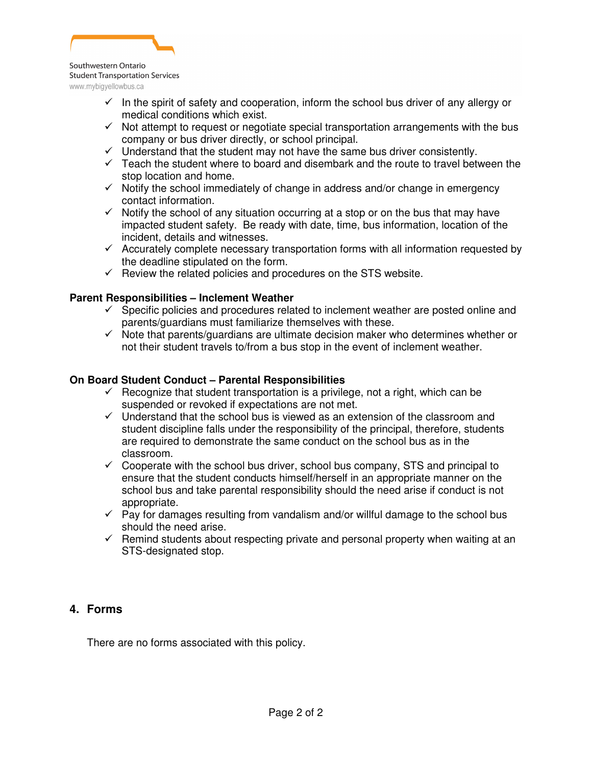- ✓ In the spirit of safety and cooperation, inform the school bus driver of any allergy or medical conditions which exist.
- ✓ Not attempt to request or negotiate special transportation arrangements with the bus company or bus driver directly, or school principal.
- ✓ Understand that the student may not have the same bus driver consistently.
- ✓ Teach the student where to board and disembark and the route to travel between the stop location and home.
- ✓ Notify the school immediately of change in address and/or change in emergency contact information.
- ✓ Notify the school of any situation occurring at a stop or on the bus that may have impacted student safety. Be ready with date, time, bus information, location of the incident, details and witnesses.
- ✓ Accurately complete necessary transportation forms with all information requested by the deadline stipulated on the form.
- ✓ Review the related policies and procedures on the STS website.

**Parent Responsibilities – Inclement Weather**

- ✓ Specific policies and procedures related to inclement weather are posted online and parents/guardians must familiarize themselves with these.
- ✓ Note that parents/guardians are ultimate decision maker who determines whether or not their student travels to/from a bus stop in the event of inclement weather.

**On Board Student Conduct – Parental Responsibilities**

- ✓ Recognize that student transportation is a privilege, not a right, which can be suspended or revoked if expectations are not met.
- ✓ Understand that the school bus is viewed as an extension of the classroom and student discipline falls under the responsibility of the principal, therefore, students are required to demonstrate the same conduct on the school bus as in the classroom.
- ✓ Cooperate with the school bus driver, school bus company, STS and principal to ensure that the student conducts himself/herself in an appropriate manner on the school bus and take parental responsibility should the need arise if conduct is not appropriate.
- ✓ Pay for damages resulting from vandalism and/or willful damage to the school bus should the need arise.
- ✓ Remind students about respecting private and personal property when waiting at an STS-designated stop.

## 4. Forms

There are no forms associated with this policy.